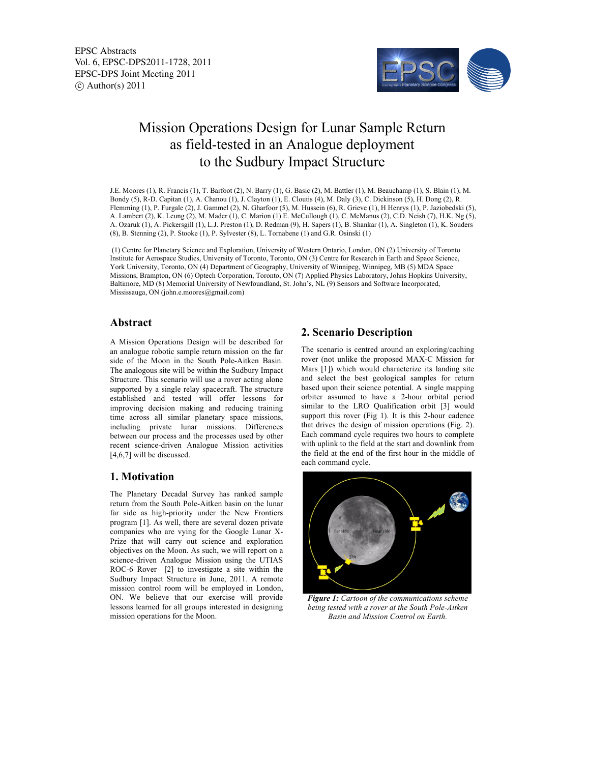EPSC Abstracts
Vol. 6, EPSC-DPS2011-1728, 2011
EPSC-DPS Joint Meeting 2011
© Author(s) 2011

# Mission Operations Design for Lunar Sample Return as field-tested in an Analogue deployment to the Sudbury Impact Structure

J.E. Moores (1), R. Francis (1), T. Barfoot (2), N. Barry (1), G. Basic (2), M. Battler (1), M. Beauchamp (1), S. Blain (1), M. Bondy (5), R-D. Capitan (1), A. Chanou (1), J. Clayton (1), E. Cloutis (4), M. Daly (3), C. Dickinson (5), H. Dong (2), R. Flemming (1), P. Furgale (2), J. Gammel (2), N. Gharfoor (5), M. Hussein (6), R. Grieve (1), H Henrys (1), P. Jaziobedski (5), A. Lambert (2), K. Leung (2), M. Mader (1), C. Marion (1) E. McCullough (1), C. McManus (2), C.D. Neish (7), H.K. Ng (5), A. Ozaruk (1), A. Pickersgill (1), L.J. Preston (1), D. Redman (9), H. Sapers (1), B. Shankar (1), A. Singleton (1), K. Souders (8), B. Stenning (2), P. Stooke (1), P. Sylvester (8), L. Tornabene (1) and G.R. Osinski (1)

(1) Centre for Planetary Science and Exploration, University of Western Ontario, London, ON (2) University of Toronto Institute for Aerospace Studies, University of Toronto, Toronto, ON (3) Centre for Research in Earth and Space Science, York University, Toronto, ON (4) Department of Geography, University of Winnipeg, Winnipeg, MB (5) MDA Space Missions, Brampton, ON (6) Optech Corporation, Toronto, ON (7) Applied Physics Laboratory, Johns Hopkins University, Baltimore, MD (8) Memorial University of Newfoundland, St. John's, NL (9) Sensors and Software Incorporated, Mississauga, ON (john.e.moores@gmail.com)

## Abstract

A Mission Operations Design will be described for an analogue robotic sample return mission on the far side of the Moon in the South Pole-Aitken Basin. The analogous site will be within the Sudbury Impact Structure. This scenario will use a rover acting alone supported by a single relay spacecraft. The structure established and tested will offer lessons for improving decision making and reducing training time across all similar planetary space missions, including private lunar missions. Differences between our process and the processes used by other recent science-driven Analogue Mission activities [4,6,7] will be discussed.

## 1. Motivation

The Planetary Decadal Survey has ranked sample return from the South Pole-Aitken basin on the lunar far side as high-priority under the New Frontiers program [1]. As well, there are several dozen private companies who are vying for the Google Lunar X-Prize that will carry out science and exploration objectives on the Moon. As such, we will report on a science-driven Analogue Mission using the UTIAS ROC-6 Rover [2] to investigate a site within the Sudbury Impact Structure in June, 2011. A remote mission control room will be employed in London, ON. We believe that our exercise will provide lessons learned for all groups interested in designing mission operations for the Moon.

## 2. Scenario Description

The scenario is centred around an exploring/caching rover (not unlike the proposed MAX-C Mission for Mars [1]) which would characterize its landing site and select the best geological samples for return based upon their science potential. A single mapping orbiter assumed to have a 2-hour orbital period similar to the LRO Qualification orbit [3] would support this rover (Fig 1). It is this 2-hour cadence that drives the design of mission operations (Fig. 2). Each command cycle requires two hours to complete with uplink to the field at the start and downlink from the field at the end of the first hour in the middle of each command cycle.

***Figure 1:*** *Cartoon of the communications scheme being tested with a rover at the South Pole-Aitken Basin and Mission Control on Earth.*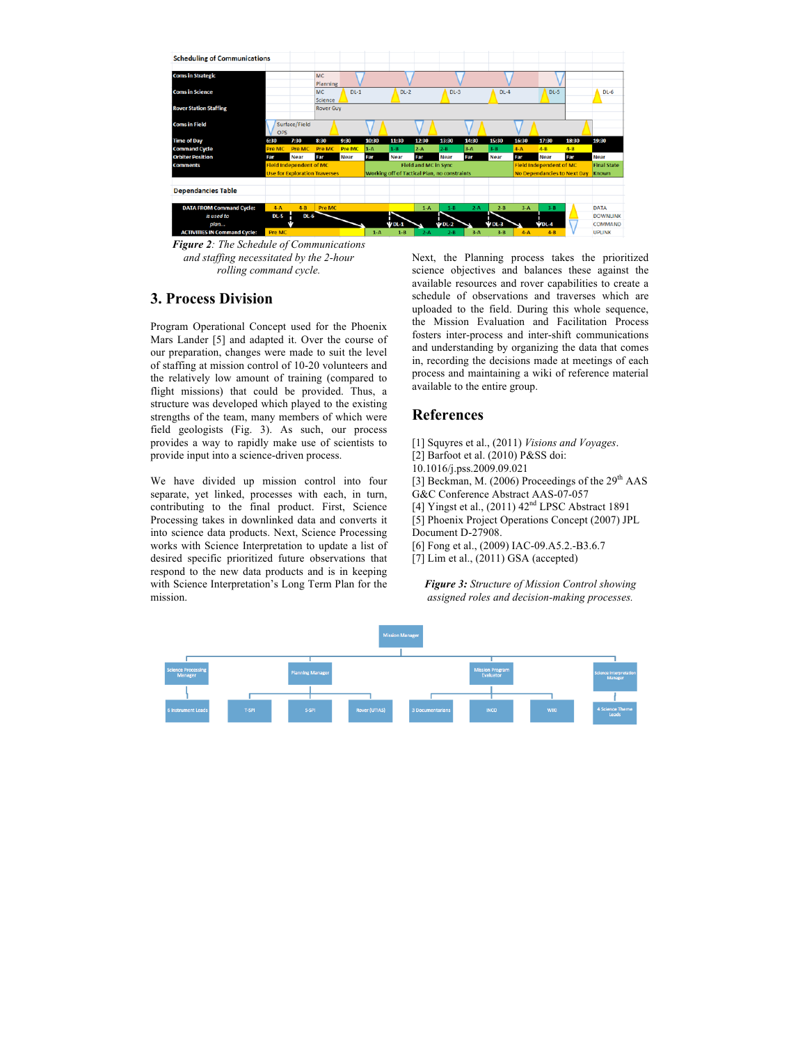*Figure 2: The Schedule of Communications and staffing necessitated by the 2-hour rolling command cycle.*

## 3. Process Division

Program Operational Concept used for the Phoenix Mars Lander [5] and adapted it. Over the course of our preparation, changes were made to suit the level of staffing at mission control of 10-20 volunteers and the relatively low amount of training (compared to flight missions) that could be provided. Thus, a structure was developed which played to the existing strengths of the team, many members of which were field geologists (Fig. 3). As such, our process provides a way to rapidly make use of scientists to provide input into a science-driven process.

We have divided up mission control into four separate, yet linked, processes with each, in turn, contributing to the final product. First, Science Processing takes in downlinked data and converts it into science data products. Next, Science Processing works with Science Interpretation to update a list of desired specific prioritized future observations that respond to the new data products and is in keeping with Science Interpretation's Long Term Plan for the mission.

Next, the Planning process takes the prioritized science objectives and balances these against the available resources and rover capabilities to create a schedule of observations and traverses which are uploaded to the field. During this whole sequence, the Mission Evaluation and Facilitation Process fosters inter-process and inter-shift communications and understanding by organizing the data that comes in, recording the decisions made at meetings of each process and maintaining a wiki of reference material available to the entire group.

## References

[1] Squyres et al., (2011) *Visions and Voyages*.
[2] Barfoot et al. (2010) P&SS doi: 10.1016/j.pss.2009.09.021
[3] Beckman, M. (2006) Proceedings of the 29th AAS G&C Conference Abstract AAS-07-057
[4] Yingst et al., (2011) 42nd LPSC Abstract 1891
[5] Phoenix Project Operations Concept (2007) JPL Document D-27908.
[6] Fong et al., (2009) IAC-09.A5.2.-B3.6.7
[7] Lim et al., (2011) GSA (accepted)

***Figure 3:*** *Structure of Mission Control showing assigned roles and decision-making processes.*